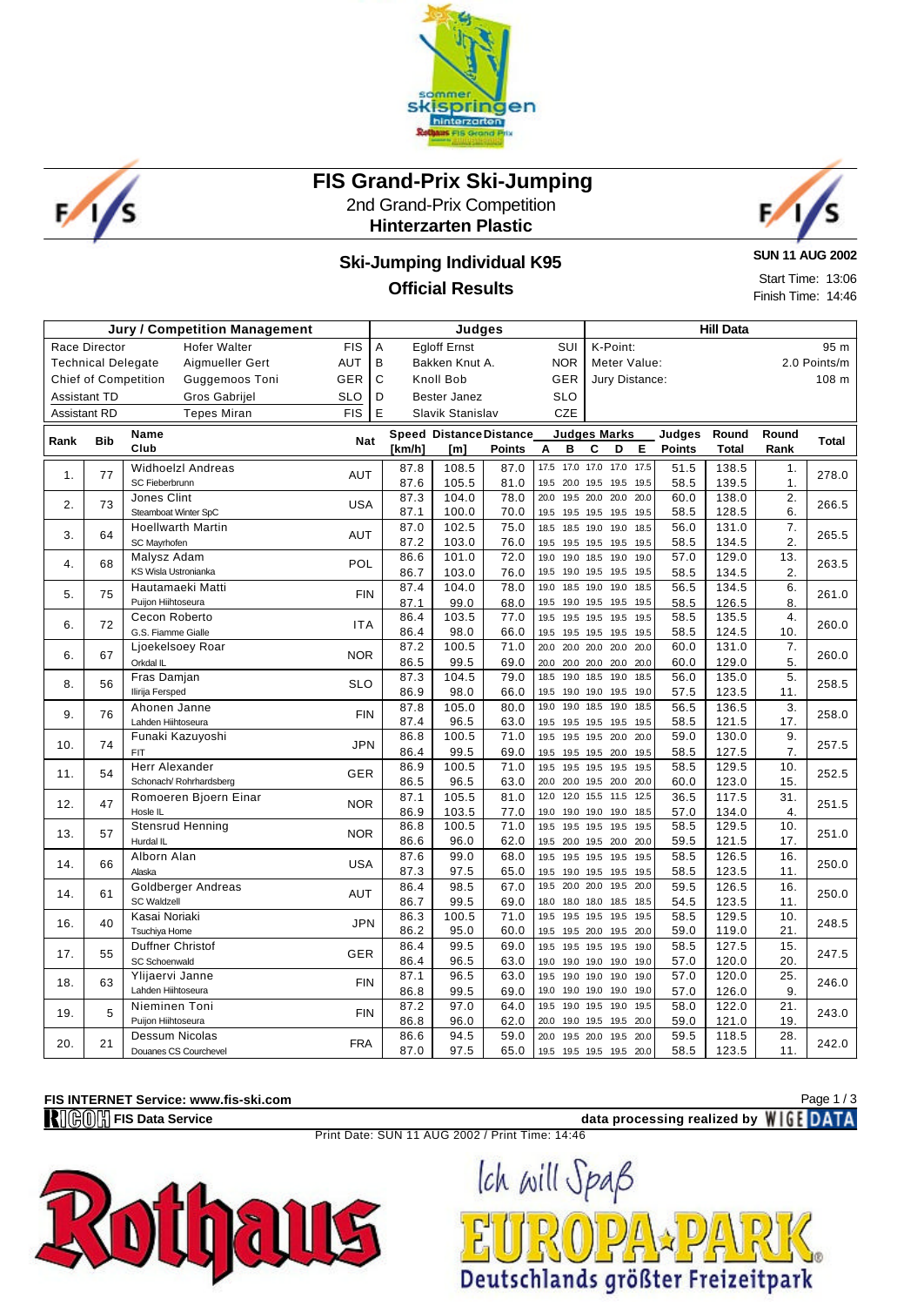# FIS Grand-Prix Ski-Jumping

2nd Grand-Prix Competition

**Hinterzarten Plastic**

## Ski-Jumping Individual K95

## Official Results

**SUN 11 AUG 2002**

Start Time: 13:06

Finish Time: 14:46

| Jury / Competition Management | | | | Judges | | | Hill Data | |
|---|---|---|---|---|---|---|---|---|
| Race Director | Hofer Walter | FIS | A | Egloff Ernst | SUI | K-Point: | 95 m |
| Technical Delegate | Aigmueller Gert | AUT | B | Bakken Knut A. | NOR | Meter Value: | 2.0 Points/m |
| Chief of Competition | Guggemoos Toni | GER | C | Knoll Bob | GER | Jury Distance: | 108 m |
| Assistant TD | Gros Gabrijel | SLO | D | Bester Janez | SLO | | |
| Assistant RD | Tepes Miran | FIS | E | Slavik Stanislav | CZE | | |

| Rank | Bib | Name / Club | Nat | Speed [km/h] | Distance [m] | Distance Points | A | B | C | D | E | Judges Points | Round Total | Round Rank | Total |
|---|---|---|---|---|---|---|---|---|---|---|---|---|---|---|---|
| 1. | 77 | Widhoelzl Andreas | AUT | 87.8 | 108.5 | 87.0 | 17.5 | 17.0 | 17.0 | 17.0 | 17.5 | 51.5 | 138.5 | 1. | 278.0 |
| | | SC Fieberbrunn | | 87.6 | 105.5 | 81.0 | 19.5 | 20.0 | 19.5 | 19.5 | 19.5 | 58.5 | 139.5 | 1. | |
| 2. | 73 | Jones Clint | USA | 87.3 | 104.0 | 78.0 | 20.0 | 19.5 | 20.0 | 20.0 | 20.0 | 60.0 | 138.0 | 2. | 266.5 |
| | | Steamboat Winter SpC | | 87.1 | 100.0 | 70.0 | 19.5 | 19.5 | 19.5 | 19.5 | 19.5 | 58.5 | 128.5 | 6. | |
| 3. | 64 | Hoellwarth Martin | AUT | 87.0 | 102.5 | 75.0 | 18.5 | 18.5 | 19.0 | 19.0 | 18.5 | 56.0 | 131.0 | 7. | 265.5 |
| | | SC Mayrhofen | | 87.2 | 103.0 | 76.0 | 19.5 | 19.5 | 19.5 | 19.5 | 19.5 | 58.5 | 134.5 | 2. | |
| 4. | 68 | Malysz Adam | POL | 86.6 | 101.0 | 72.0 | 19.0 | 19.0 | 18.5 | 19.0 | 19.0 | 57.0 | 129.0 | 13. | 263.5 |
| | | KS Wisla Ustronianka | | 86.7 | 103.0 | 76.0 | 19.5 | 19.0 | 19.5 | 19.5 | 19.5 | 58.5 | 134.5 | 2. | |
| 5. | 75 | Hautamaeki Matti | FIN | 87.4 | 104.0 | 78.0 | 19.0 | 18.5 | 19.0 | 19.0 | 18.5 | 56.5 | 134.5 | 6. | 261.0 |
| | | Puijon Hiihtoseura | | 87.1 | 99.0 | 68.0 | 19.5 | 19.0 | 19.5 | 19.5 | 19.5 | 58.5 | 126.5 | 8. | |
| 6. | 72 | Cecon Roberto | ITA | 86.4 | 103.5 | 77.0 | 19.5 | 19.5 | 19.5 | 19.5 | 19.5 | 58.5 | 135.5 | 4. | 260.0 |
| | | G.S. Fiamme Gialle | | 86.4 | 98.0 | 66.0 | 19.5 | 19.5 | 19.5 | 19.5 | 19.5 | 58.5 | 124.5 | 10. | |
| 6. | 67 | Ljoekelsoey Roar | NOR | 87.2 | 100.5 | 71.0 | 20.0 | 20.0 | 20.0 | 20.0 | 20.0 | 60.0 | 131.0 | 7. | 260.0 |
| | | Orkdal IL | | 86.5 | 99.5 | 69.0 | 20.0 | 20.0 | 20.0 | 20.0 | 20.0 | 60.0 | 129.0 | 5. | |
| 8. | 56 | Fras Damjan | SLO | 87.3 | 104.5 | 79.0 | 18.5 | 19.0 | 18.5 | 19.0 | 18.5 | 56.0 | 135.0 | 5. | 258.5 |
| | | Ilirija Fersped | | 86.9 | 98.0 | 66.0 | 19.5 | 19.0 | 19.0 | 19.5 | 19.0 | 57.5 | 123.5 | 11. | |
| 9. | 76 | Ahonen Janne | FIN | 87.8 | 105.0 | 80.0 | 19.0 | 19.0 | 18.5 | 19.0 | 18.5 | 56.5 | 136.5 | 3. | 258.0 |
| | | Lahden Hiihtoseura | | 87.4 | 96.5 | 63.0 | 19.5 | 19.5 | 19.5 | 19.5 | 19.5 | 58.5 | 121.5 | 17. | |
| 10. | 74 | Funaki Kazuyoshi | JPN | 86.8 | 100.5 | 71.0 | 19.5 | 19.5 | 19.5 | 20.0 | 20.0 | 59.0 | 130.0 | 9. | 257.5 |
| | | FIT | | 86.4 | 99.5 | 69.0 | 19.5 | 19.5 | 19.5 | 20.0 | 19.5 | 58.5 | 127.5 | 7. | |
| 11. | 54 | Herr Alexander | GER | 86.9 | 100.5 | 71.0 | 19.5 | 19.5 | 19.5 | 19.5 | 19.5 | 58.5 | 129.5 | 10. | 252.5 |
| | | Schonach/ Rohrhardsberg | | 86.5 | 96.5 | 63.0 | 20.0 | 20.0 | 19.5 | 20.0 | 20.0 | 60.0 | 123.0 | 15. | |
| 12. | 47 | Romoeren Bjoern Einar | NOR | 87.1 | 105.5 | 81.0 | 12.0 | 12.0 | 15.5 | 11.5 | 12.5 | 36.5 | 117.5 | 31. | 251.5 |
| | | Hosle IL | | 86.9 | 103.5 | 77.0 | 19.0 | 19.0 | 19.0 | 19.0 | 18.5 | 57.0 | 134.0 | 4. | |
| 13. | 57 | Stensrud Henning | NOR | 86.8 | 100.5 | 71.0 | 19.5 | 19.5 | 19.5 | 19.5 | 19.5 | 58.5 | 129.5 | 10. | 251.0 |
| | | Hurdal IL | | 86.6 | 96.0 | 62.0 | 19.5 | 20.0 | 19.5 | 20.0 | 20.0 | 59.5 | 121.5 | 17. | |
| 14. | 66 | Alborn Alan | USA | 87.6 | 99.0 | 68.0 | 19.5 | 19.5 | 19.5 | 19.5 | 19.5 | 58.5 | 126.5 | 16. | 250.0 |
| | | Alaska | | 87.3 | 97.5 | 65.0 | 19.5 | 19.0 | 19.5 | 19.5 | 19.5 | 58.5 | 123.5 | 11. | |
| 14. | 61 | Goldberger Andreas | AUT | 86.4 | 98.5 | 67.0 | 19.5 | 20.0 | 20.0 | 19.5 | 20.0 | 59.5 | 126.5 | 16. | 250.0 |
| | | SC Waldzell | | 86.7 | 99.5 | 69.0 | 18.0 | 18.0 | 18.0 | 18.5 | 18.5 | 54.5 | 123.5 | 11. | |
| 16. | 40 | Kasai Noriaki | JPN | 86.3 | 100.5 | 71.0 | 19.5 | 19.5 | 19.5 | 19.5 | 19.5 | 58.5 | 129.5 | 10. | 248.5 |
| | | Tsuchiya Home | | 86.2 | 95.0 | 60.0 | 19.5 | 19.5 | 20.0 | 19.5 | 20.0 | 59.0 | 119.0 | 21. | |
| 17. | 55 | Duffner Christof | GER | 86.4 | 99.5 | 69.0 | 19.5 | 19.5 | 19.5 | 19.5 | 19.0 | 58.5 | 127.5 | 15. | 247.5 |
| | | SC Schoenwald | | 86.4 | 96.5 | 63.0 | 19.0 | 19.0 | 19.0 | 19.0 | 19.0 | 57.0 | 120.0 | 20. | |
| 18. | 63 | Ylijaervi Janne | FIN | 87.1 | 96.5 | 63.0 | 19.5 | 19.0 | 19.0 | 19.0 | 19.0 | 57.0 | 120.0 | 25. | 246.0 |
| | | Lahden Hiihtoseura | | 86.8 | 99.5 | 69.0 | 19.0 | 19.0 | 19.0 | 19.0 | 19.0 | 57.0 | 126.0 | 9. | |
| 19. | 5 | Nieminen Toni | FIN | 87.2 | 97.0 | 64.0 | 19.5 | 19.0 | 19.5 | 19.0 | 19.5 | 58.0 | 122.0 | 21. | 243.0 |
| | | Puijon Hiihtoseura | | 86.8 | 96.0 | 62.0 | 20.0 | 19.0 | 19.5 | 19.5 | 20.0 | 59.0 | 121.0 | 19. | |
| 20. | 21 | Dessum Nicolas | FRA | 86.6 | 94.5 | 59.0 | 20.0 | 19.5 | 20.0 | 19.5 | 20.0 | 59.5 | 118.5 | 28. | 242.0 |
| | | Douanes CS Courchevel | | 87.0 | 97.5 | 65.0 | 19.5 | 19.5 | 19.5 | 19.5 | 20.0 | 58.5 | 123.5 | 11. | |

**FIS INTERNET Service: www.fis-ski.com**

**FIS Data Service** — **data processing realized by WIGE DATA**

Print Date: SUN 11 AUG 2002 / Print Time: 14:46

Ich will Spaß

EUROPA-PARK

Deutschlands größter Freizeitpark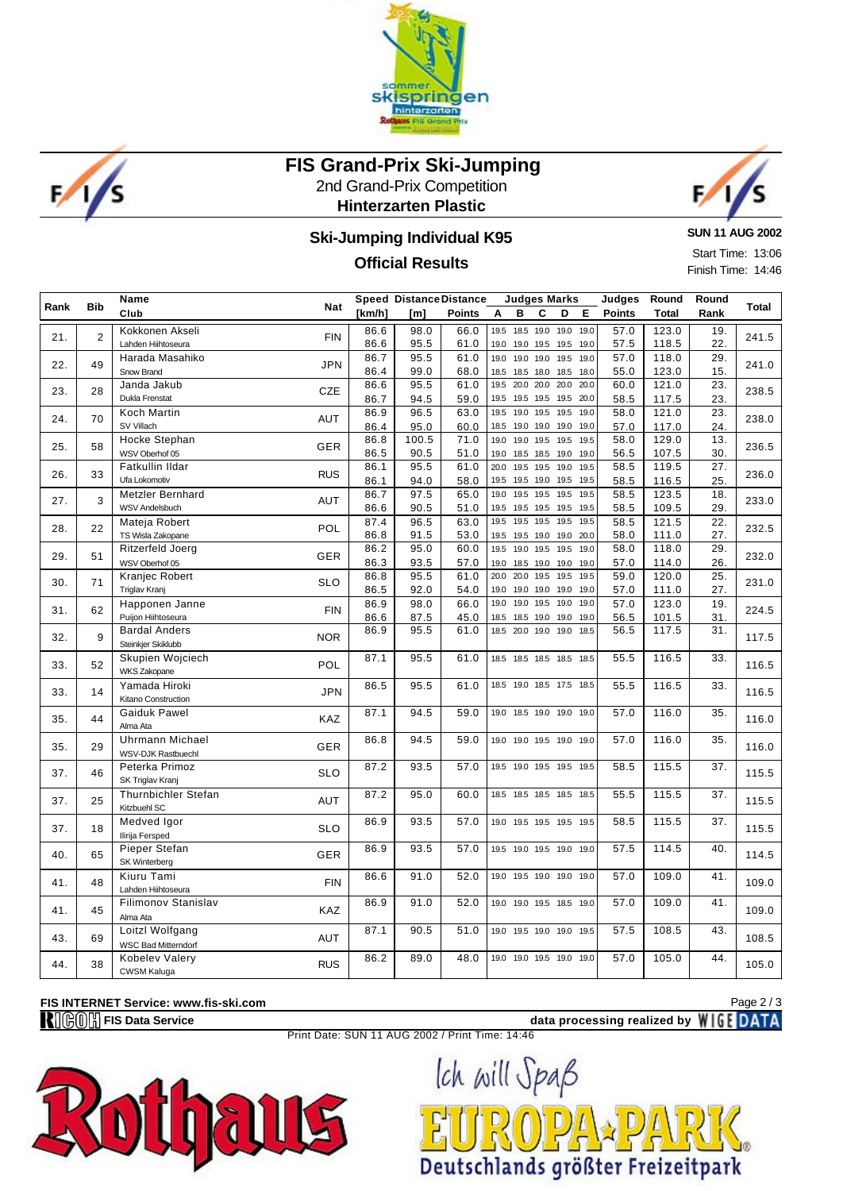# FIS Grand-Prix Ski-Jumping

2nd Grand-Prix Competition

**Hinterzarten Plastic**

## Ski-Jumping Individual K95

## Official Results

**SUN 11 AUG 2002**

Start Time: 13:06

Finish Time: 14:46

| Rank | Bib | Name / Club | Nat | Speed [km/h] | Distance [m] | Distance Points | Judges Marks A | B | C | D | E | Judges Points | Round Total | Round Rank | Total |
|---|---|---|---|---|---|---|---|---|---|---|---|---|---|---|---|
| 21. | 2 | Kokkonen Akseli / Lahden Hiihtoseura | FIN | 86.6 | 98.0 | 66.0 | 19.5 | 18.5 | 19.0 | 19.0 | 19.0 | 57.0 | 123.0 | 19. | 241.5 |
| | | | | 86.6 | 95.5 | 61.0 | 19.0 | 19.0 | 19.5 | 19.5 | 19.0 | 57.5 | 118.5 | 22. | |
| 22. | 49 | Harada Masahiko / Snow Brand | JPN | 86.7 | 95.5 | 61.0 | 19.0 | 19.0 | 19.0 | 19.5 | 19.0 | 57.0 | 118.0 | 29. | 241.0 |
| | | | | 86.4 | 99.0 | 68.0 | 18.5 | 18.5 | 18.0 | 18.5 | 18.0 | 55.0 | 123.0 | 15. | |
| 23. | 28 | Janda Jakub / Dukla Frenstat | CZE | 86.6 | 95.5 | 61.0 | 19.5 | 20.0 | 20.0 | 20.0 | 20.0 | 60.0 | 121.0 | 23. | 238.5 |
| | | | | 86.7 | 94.5 | 59.0 | 19.5 | 19.5 | 19.5 | 19.5 | 20.0 | 58.5 | 117.5 | 23. | |
| 24. | 70 | Koch Martin / SV Villach | AUT | 86.9 | 96.5 | 63.0 | 19.5 | 19.0 | 19.5 | 19.5 | 19.0 | 58.0 | 121.0 | 23. | 238.0 |
| | | | | 86.4 | 95.0 | 60.0 | 18.5 | 19.0 | 19.0 | 19.0 | 19.0 | 57.0 | 117.0 | 24. | |
| 25. | 58 | Hocke Stephan / WSV Oberhof 05 | GER | 86.8 | 100.5 | 71.0 | 19.0 | 19.0 | 19.5 | 19.5 | 19.5 | 58.0 | 129.0 | 13. | 236.5 |
| | | | | 86.5 | 90.5 | 51.0 | 19.0 | 18.5 | 18.5 | 19.0 | 19.0 | 56.5 | 107.5 | 30. | |
| 26. | 33 | Fatkullin Ildar / Ufa Lokomotiv | RUS | 86.1 | 95.5 | 61.0 | 20.0 | 19.5 | 19.5 | 19.0 | 19.5 | 58.5 | 119.5 | 27. | 236.0 |
| | | | | 86.1 | 94.0 | 58.0 | 19.5 | 19.5 | 19.0 | 19.5 | 19.5 | 58.5 | 116.5 | 25. | |
| 27. | 3 | Metzler Bernhard / WSV Andelsbuch | AUT | 86.7 | 97.5 | 65.0 | 19.5 | 19.5 | 19.5 | 19.5 | 19.5 | 58.5 | 123.5 | 18. | 233.0 |
| | | | | 86.6 | 90.5 | 51.0 | 19.5 | 19.5 | 19.5 | 19.5 | 19.5 | 58.5 | 109.5 | 29. | |
| 28. | 22 | Mateja Robert / TS Wisla Zakopane | POL | 87.4 | 96.5 | 63.0 | 19.5 | 19.5 | 19.5 | 19.5 | 19.5 | 58.5 | 121.5 | 22. | 232.5 |
| | | | | 86.8 | 91.5 | 53.0 | 19.5 | 19.5 | 19.0 | 19.0 | 20.0 | 58.0 | 111.0 | 27. | |
| 29. | 51 | Ritzerfeld Joerg / WSV Oberhof 05 | GER | 86.2 | 95.0 | 60.0 | 19.5 | 19.0 | 19.5 | 19.5 | 19.0 | 58.0 | 118.0 | 29. | 232.0 |
| | | | | 86.3 | 93.5 | 57.0 | 19.0 | 18.5 | 19.0 | 19.0 | 19.0 | 57.0 | 114.0 | 26. | |
| 30. | 71 | Kranjec Robert / Triglav Kranj | SLO | 86.8 | 95.5 | 61.0 | 20.0 | 20.0 | 19.5 | 19.5 | 19.5 | 59.0 | 120.0 | 25. | 231.0 |
| | | | | 86.5 | 92.0 | 54.0 | 19.0 | 19.0 | 19.0 | 19.0 | 19.0 | 57.0 | 111.0 | 27. | |
| 31. | 62 | Happonen Janne / Puijon Hiihtoseura | FIN | 86.9 | 98.0 | 66.0 | 19.0 | 19.0 | 19.5 | 19.0 | 19.0 | 57.0 | 123.0 | 19. | 224.5 |
| | | | | 86.6 | 87.5 | 45.0 | 18.5 | 18.5 | 19.0 | 19.0 | 19.0 | 56.5 | 101.5 | 31. | |
| 32. | 9 | Bardal Anders / Steinkjer Skiklubb | NOR | 86.9 | 95.5 | 61.0 | 18.5 | 20.0 | 19.0 | 19.0 | 18.5 | 56.5 | 117.5 | 31. | 117.5 |
| 33. | 52 | Skupien Wojciech / WKS Zakopane | POL | 87.1 | 95.5 | 61.0 | 18.5 | 18.5 | 18.5 | 18.5 | 18.5 | 55.5 | 116.5 | 33. | 116.5 |
| 33. | 14 | Yamada Hiroki / Kitano Construction | JPN | 86.5 | 95.5 | 61.0 | 18.5 | 19.0 | 18.5 | 17.5 | 18.5 | 55.5 | 116.5 | 33. | 116.5 |
| 35. | 44 | Gaiduk Pawel / Alma Ata | KAZ | 87.1 | 94.5 | 59.0 | 19.0 | 18.5 | 19.0 | 19.0 | 19.0 | 57.0 | 116.0 | 35. | 116.0 |
| 35. | 29 | Uhrmann Michael / WSV-DJK Rastbuechl | GER | 86.8 | 94.5 | 59.0 | 19.0 | 19.0 | 19.5 | 19.0 | 19.0 | 57.0 | 116.0 | 35. | 116.0 |
| 37. | 46 | Peterka Primoz / SK Triglav Kranj | SLO | 87.2 | 93.5 | 57.0 | 19.5 | 19.0 | 19.5 | 19.5 | 19.5 | 58.5 | 115.5 | 37. | 115.5 |
| 37. | 25 | Thurnbichler Stefan / Kitzbuehl SC | AUT | 87.2 | 95.0 | 60.0 | 18.5 | 18.5 | 18.5 | 18.5 | 18.5 | 55.5 | 115.5 | 37. | 115.5 |
| 37. | 18 | Medved Igor / Ilirija Fersped | SLO | 86.9 | 93.5 | 57.0 | 19.0 | 19.5 | 19.5 | 19.5 | 19.5 | 58.5 | 115.5 | 37. | 115.5 |
| 40. | 65 | Pieper Stefan / SK Winterberg | GER | 86.9 | 93.5 | 57.0 | 19.5 | 19.0 | 19.5 | 19.0 | 19.0 | 57.5 | 114.5 | 40. | 114.5 |
| 41. | 48 | Kiuru Tami / Lahden Hiihtoseura | FIN | 86.6 | 91.0 | 52.0 | 19.0 | 19.5 | 19.0 | 19.0 | 19.0 | 57.0 | 109.0 | 41. | 109.0 |
| 41. | 45 | Filimonov Stanislav / Alma Ata | KAZ | 86.9 | 91.0 | 52.0 | 19.0 | 19.0 | 19.5 | 18.5 | 19.0 | 57.0 | 109.0 | 41. | 109.0 |
| 43. | 69 | Loitzl Wolfgang / WSC Bad Mitterndorf | AUT | 87.1 | 90.5 | 51.0 | 19.0 | 19.5 | 19.0 | 19.0 | 19.5 | 57.5 | 108.5 | 43. | 108.5 |
| 44. | 38 | Kobelev Valery / CWSM Kaluga | RUS | 86.2 | 89.0 | 48.0 | 19.0 | 19.0 | 19.5 | 19.0 | 19.0 | 57.0 | 105.0 | 44. | 105.0 |

**FIS INTERNET Service: www.fis-ski.com**

**FIS Data Service** — **data processing realized by WIGE DATA**

Print Date: SUN 11 AUG 2002 / Print Time: 14:46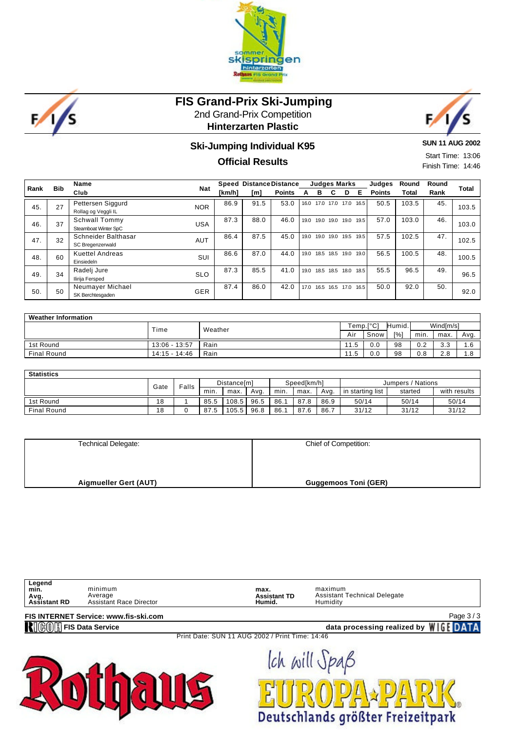# FIS Grand-Prix Ski-Jumping

2nd Grand-Prix Competition

**Hinterzarten Plastic**

## Ski-Jumping Individual K95

## Official Results

**SUN 11 AUG 2002**

Start Time: 13:06

Finish Time: 14:46

| Rank | Bib | Name / Club | Nat | Speed [km/h] | Distance [m] | Distance Points | A | B | C | D | E | Judges Points | Round Total | Round Rank | Total |
|---|---|---|---|---|---|---|---|---|---|---|---|---|---|---|---|
| 45. | 27 | Pettersen Siggurd / Rollag og Veggli IL | NOR | 86.9 | 91.5 | 53.0 | 16.0 | 17.0 | 17.0 | 17.0 | 16.5 | 50.5 | 103.5 | 45. | 103.5 |
| 46. | 37 | Schwall Tommy / Steamboat Winter SpC | USA | 87.3 | 88.0 | 46.0 | 19.0 | 19.0 | 19.0 | 19.0 | 19.5 | 57.0 | 103.0 | 46. | 103.0 |
| 47. | 32 | Schneider Balthasar / SC Bregenzerwald | AUT | 86.4 | 87.5 | 45.0 | 19.0 | 19.0 | 19.0 | 19.5 | 19.5 | 57.5 | 102.5 | 47. | 102.5 |
| 48. | 60 | Kuettel Andreas / Einsiedeln | SUI | 86.6 | 87.0 | 44.0 | 19.0 | 18.5 | 18.5 | 19.0 | 19.0 | 56.5 | 100.5 | 48. | 100.5 |
| 49. | 34 | Radelj Jure / Ilirija Fersped | SLO | 87.3 | 85.5 | 41.0 | 19.0 | 18.5 | 18.5 | 18.0 | 18.5 | 55.5 | 96.5 | 49. | 96.5 |
| 50. | 50 | Neumayer Michael / SK Berchtesgaden | GER | 87.4 | 86.0 | 42.0 | 17.0 | 16.5 | 16.5 | 17.0 | 16.5 | 50.0 | 92.0 | 50. | 92.0 |

**Weather Information**

| | Time | Weather | Temp.[°C] Air | Temp.[°C] Snow | Humid. [%] | Wind[m/s] min. | Wind[m/s] max. | Wind[m/s] Avg. |
|---|---|---|---|---|---|---|---|---|
| 1st Round | 13:06 - 13:57 | Rain | 11.5 | 0.0 | 98 | 0.2 | 3.3 | 1.6 |
| Final Round | 14:15 - 14:46 | Rain | 11.5 | 0.0 | 98 | 0.8 | 2.8 | 1.8 |

**Statistics**

| | Gate | Falls | Distance[m] min. | Distance[m] max. | Distance[m] Avg. | Speed[km/h] min. | Speed[km/h] max. | Speed[km/h] Avg. | Jumpers / Nations in starting list | Jumpers / Nations started | Jumpers / Nations with results |
|---|---|---|---|---|---|---|---|---|---|---|---|
| 1st Round | 18 | 1 | 85.5 | 108.5 | 96.5 | 86.1 | 87.8 | 86.9 | 50/14 | 50/14 | 50/14 |
| Final Round | 18 | 0 | 87.5 | 105.5 | 96.8 | 86.1 | 87.6 | 86.7 | 31/12 | 31/12 | 31/12 |

| Technical Delegate: | Chief of Competition: |
|---|---|
| **Aigmueller Gert (AUT)** | **Guggemoos Toni (GER)** |

**Legend**

| | | | |
|---|---|---|---|
| **min.** | minimum | **max.** | maximum |
| **Avg.** | Average | **Assistant TD** | Assistant Technical Delegate |
| **Assistant RD** | Assistant Race Director | **Humid.** | Humidity |

**FIS INTERNET Service: www.fis-ski.com**

RICOH **FIS Data Service** — **data processing realized by** WIGE DATA

Print Date: SUN 11 AUG 2002 / Print Time: 14:46

Rothaus — Ich will Spaß EUROPA-PARK Deutschlands größter Freizeitpark